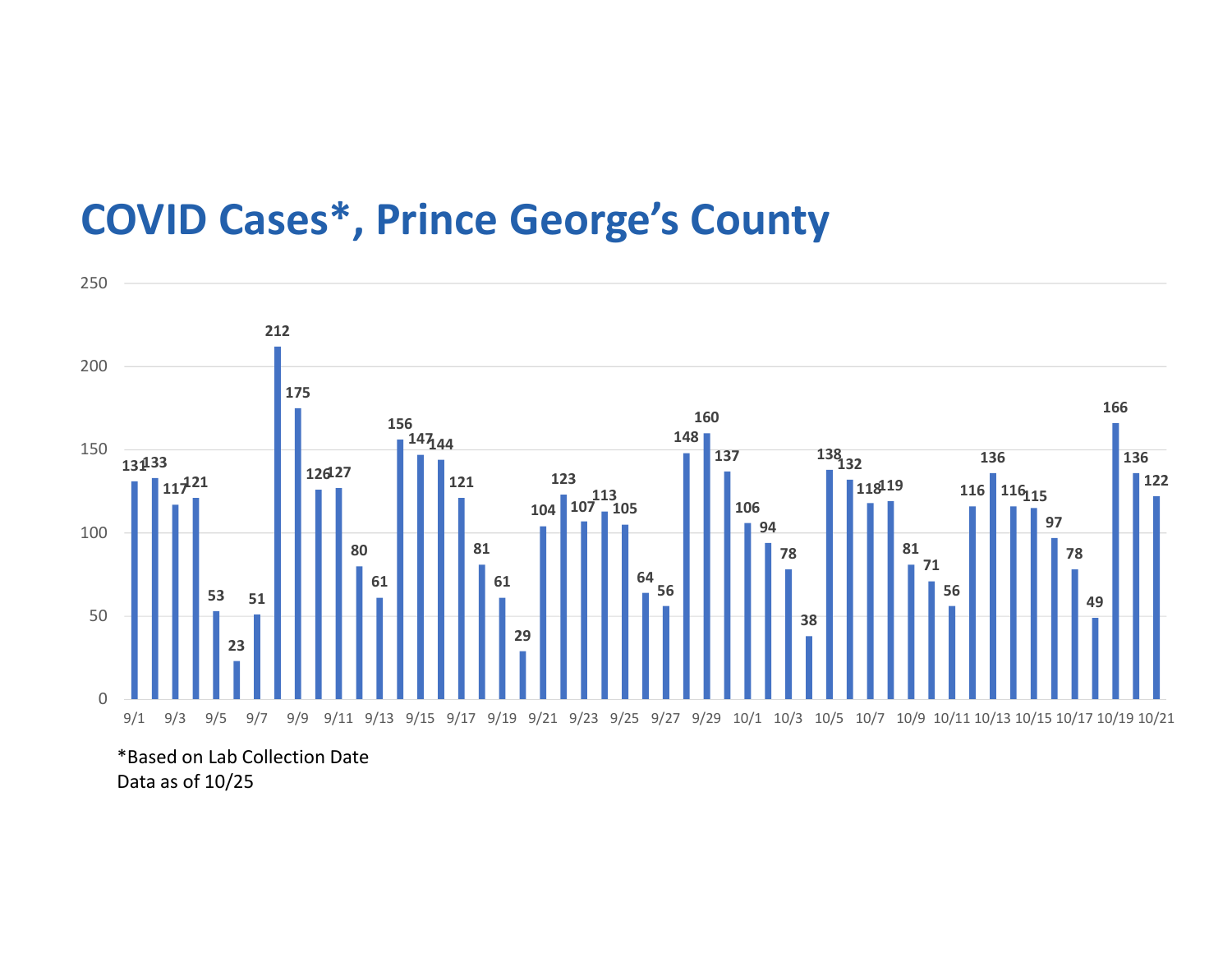# COVID Cases*, Prince George's County

| Date | Cases |
|---|---|
| 9/1 | 131 |
| 9/2 | 133 |
| 9/3 | 117 |
| 9/4 | 121 |
| 9/5 | 53 |
| 9/6 | 23 |
| 9/7 | 51 |
| 9/8 | 212 |
| 9/9 | 175 |
| 9/10 | 126 |
| 9/11 | 127 |
| 9/12 | 80 |
| 9/13 | 61 |
| 9/14 | 156 |
| 9/15 | 147 |
| 9/16 | 144 |
| 9/17 | 121 |
| 9/18 | 81 |
| 9/19 | 61 |
| 9/20 | 29 |
| 9/21 | 104 |
| 9/22 | 123 |
| 9/23 | 107 |
| 9/24 | 113 |
| 9/25 | 105 |
| 9/26 | 64 |
| 9/27 | 56 |
| 9/28 | 148 |
| 9/29 | 160 |
| 9/30 | 137 |
| 10/1 | 106 |
| 10/2 | 94 |
| 10/3 | 78 |
| 10/4 | 38 |
| 10/5 | 138 |
| 10/6 | 132 |
| 10/7 | 118 |
| 10/8 | 119 |
| 10/9 | 81 |
| 10/10 | 71 |
| 10/11 | 56 |
| 10/12 | 116 |
| 10/13 | 136 |
| 10/14 | 116 |
| 10/15 | 115 |
| 10/16 | 97 |
| 10/17 | 78 |
| 10/18 | 49 |
| 10/19 | 166 |
| 10/20 | 136 |
| 10/21 | 122 |

*Based on Lab Collection Date
Data as of 10/25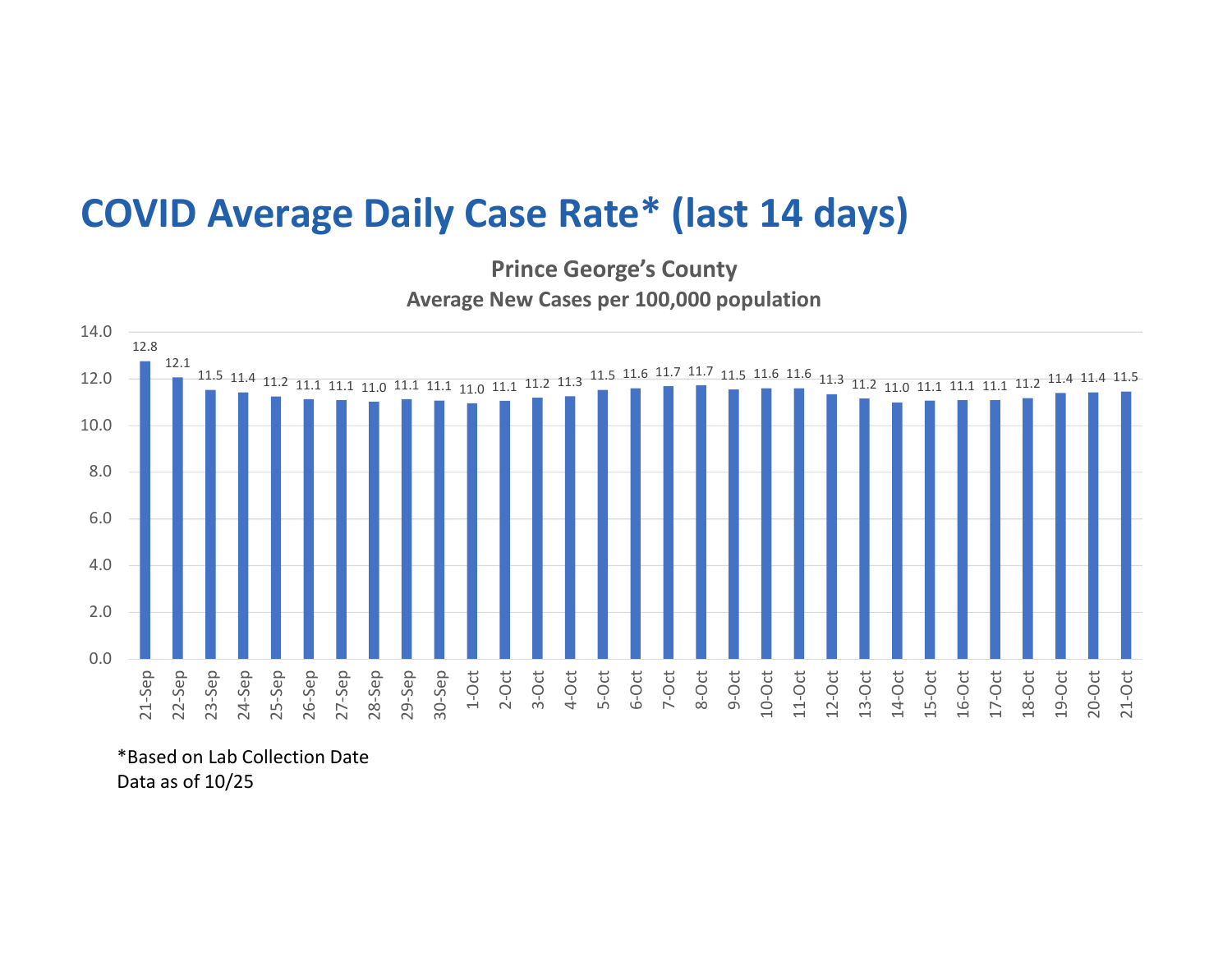# COVID Average Daily Case Rate* (last 14 days)

**Prince George's County**
**Average New Cases per 100,000 population**

| Date | Average New Cases per 100,000 population |
|---|---|
| 21-Sep | 12.8 |
| 22-Sep | 12.1 |
| 23-Sep | 11.5 |
| 24-Sep | 11.4 |
| 25-Sep | 11.2 |
| 26-Sep | 11.1 |
| 27-Sep | 11.1 |
| 28-Sep | 11.0 |
| 29-Sep | 11.1 |
| 30-Sep | 11.1 |
| 1-Oct | 11.0 |
| 2-Oct | 11.1 |
| 3-Oct | 11.2 |
| 4-Oct | 11.3 |
| 5-Oct | 11.5 |
| 6-Oct | 11.6 |
| 7-Oct | 11.7 |
| 8-Oct | 11.7 |
| 9-Oct | 11.5 |
| 10-Oct | 11.6 |
| 11-Oct | 11.6 |
| 12-Oct | 11.3 |
| 13-Oct | 11.2 |
| 14-Oct | 11.0 |
| 15-Oct | 11.1 |
| 16-Oct | 11.1 |
| 17-Oct | 11.1 |
| 18-Oct | 11.2 |
| 19-Oct | 11.4 |
| 20-Oct | 11.4 |
| 21-Oct | 11.5 |

*Based on Lab Collection Date
Data as of 10/25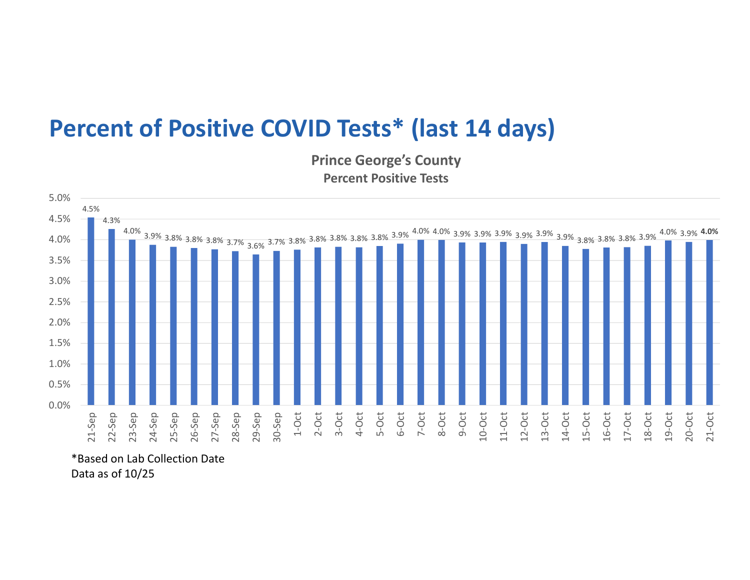# Percent of Positive COVID Tests* (last 14 days)

Prince George's County
Percent Positive Tests

5.0%
4.5%
4.0%
3.5%
3.0%
2.5%
2.0%
1.5%
1.0%
0.5%
0.0%

4.5% 4.3% 4.0% 3.9% 3.8% 3.8% 3.8% 3.7% 3.6% 3.7% 3.8% 3.8% 3.8% 3.8% 3.8% 3.9% 4.0% 4.0% 3.9% 3.9% 3.9% 3.9% 3.9% 3.9% 3.8% 3.8% 3.8% 3.9% 4.0% 3.9% **4.0%**

21-Sep 22-Sep 23-Sep 24-Sep 25-Sep 26-Sep 27-Sep 28-Sep 29-Sep 30-Sep 1-Oct 2-Oct 3-Oct 4-Oct 5-Oct 6-Oct 7-Oct 8-Oct 9-Oct 10-Oct 11-Oct 12-Oct 13-Oct 14-Oct 15-Oct 16-Oct 17-Oct 18-Oct 19-Oct 20-Oct 21-Oct

*Based on Lab Collection Date
Data as of 10/25